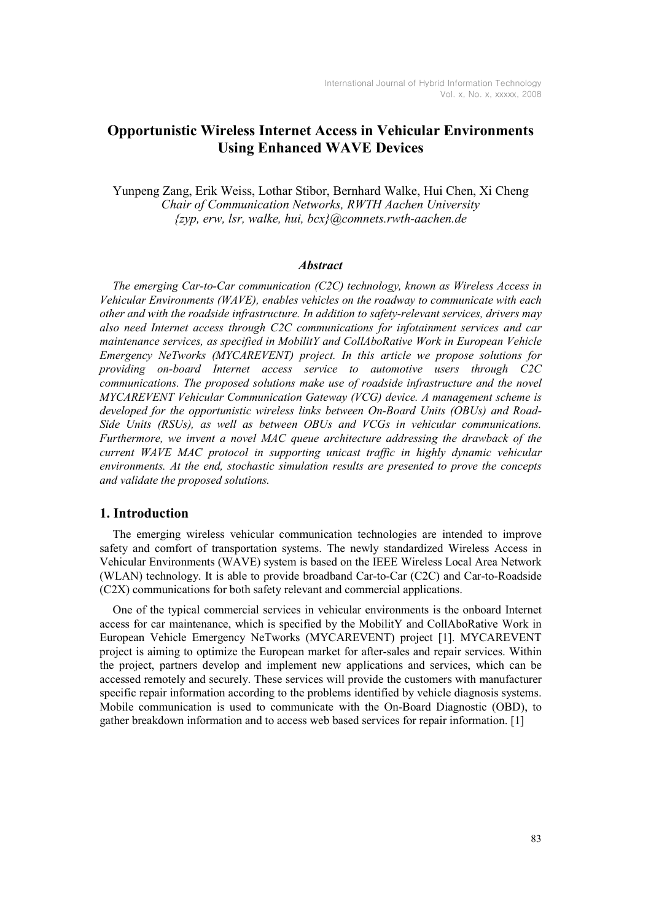# Opportunistic Wireless Internet Access in Vehicular Environments Using Enhanced WAVE Devices

Yunpeng Zang, Erik Weiss, Lothar Stibor, Bernhard Walke, Hui Chen, Xi Cheng

*Chair of Communication Networks, RWTH Aachen University*

*{zyp, erw, lsr, walke, hui, bcx}@comnets.rwth-aachen.de*

### *Abstract*

*The emerging Car-to-Car communication (C2C) technology, known as Wireless Access in Vehicular Environments (WAVE), enables vehicles on the roadway to communicate with each other and with the roadside infrastructure. In addition to safety-relevant services, drivers may also need Internet access through C2C communications for infotainment services and car maintenance services, as specified in MobilitY and CollAboRative Work in European Vehicle Emergency NeTworks (MYCAREVENT) project. In this article we propose solutions for providing on-board Internet access service to automotive users through C2C communications. The proposed solutions make use of roadside infrastructure and the novel MYCAREVENT Vehicular Communication Gateway (VCG) device. A management scheme is developed for the opportunistic wireless links between On-Board Units (OBUs) and Road-Side Units (RSUs), as well as between OBUs and VCGs in vehicular communications. Furthermore, we invent a novel MAC queue architecture addressing the drawback of the current WAVE MAC protocol in supporting unicast traffic in highly dynamic vehicular environments. At the end, stochastic simulation results are presented to prove the concepts and validate the proposed solutions.*

## 1. Introduction

The emerging wireless vehicular communication technologies are intended to improve safety and comfort of transportation systems. The newly standardized Wireless Access in Vehicular Environments (WAVE) system is based on the IEEE Wireless Local Area Network (WLAN) technology. It is able to provide broadband Car-to-Car (C2C) and Car-to-Roadside (C2X) communications for both safety relevant and commercial applications.

One of the typical commercial services in vehicular environments is the onboard Internet access for car maintenance, which is specified by the MobilitY and CollAboRative Work in European Vehicle Emergency NeTworks (MYCAREVENT) project [1]. MYCAREVENT project is aiming to optimize the European market for after-sales and repair services. Within the project, partners develop and implement new applications and services, which can be accessed remotely and securely. These services will provide the customers with manufacturer specific repair information according to the problems identified by vehicle diagnosis systems. Mobile communication is used to communicate with the On-Board Diagnostic (OBD), to gather breakdown information and to access web based services for repair information. [1]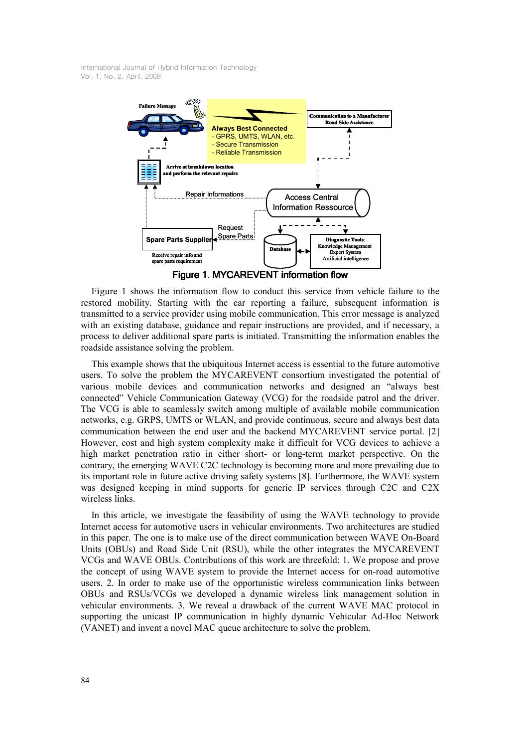Failure Message

Always Best Connected
- GPRS, UMTS, WLAN, etc.
- Secure Transmission
- Reliable Transmission

Communication to a Manufacturer Road Side Assistance

Arrive at breakdown location and perform the relevant repairs

Repair Informations

Access Central Information Ressource

Request Spare Parts

Spare Parts Supplier

Receive repair info and spare parts requirement

Database

Diagnostic Tools: Knowledge Management Expert System Artificial intelligence

**Figure 1. MYCAREVENT information flow**

Figure 1 shows the information flow to conduct this service from vehicle failure to the restored mobility. Starting with the car reporting a failure, subsequent information is transmitted to a service provider using mobile communication. This error message is analyzed with an existing database, guidance and repair instructions are provided, and if necessary, a process to deliver additional spare parts is initiated. Transmitting the information enables the roadside assistance solving the problem.

This example shows that the ubiquitous Internet access is essential to the future automotive users. To solve the problem the MYCAREVENT consortium investigated the potential of various mobile devices and communication networks and designed an "always best connected" Vehicle Communication Gateway (VCG) for the roadside patrol and the driver. The VCG is able to seamlessly switch among multiple of available mobile communication networks, e.g. GRPS, UMTS or WLAN, and provide continuous, secure and always best data communication between the end user and the backend MYCAREVENT service portal. [2] However, cost and high system complexity make it difficult for VCG devices to achieve a high market penetration ratio in either short- or long-term market perspective. On the contrary, the emerging WAVE C2C technology is becoming more and more prevailing due to its important role in future active driving safety systems [8]. Furthermore, the WAVE system was designed keeping in mind supports for generic IP services through C2C and C2X wireless links.

In this article, we investigate the feasibility of using the WAVE technology to provide Internet access for automotive users in vehicular environments. Two architectures are studied in this paper. The one is to make use of the direct communication between WAVE On-Board Units (OBUs) and Road Side Unit (RSU), while the other integrates the MYCAREVENT VCGs and WAVE OBUs. Contributions of this work are threefold: 1. We propose and prove the concept of using WAVE system to provide the Internet access for on-road automotive users. 2. In order to make use of the opportunistic wireless communication links between OBUs and RSUs/VCGs we developed a dynamic wireless link management solution in vehicular environments. 3. We reveal a drawback of the current WAVE MAC protocol in supporting the unicast IP communication in highly dynamic Vehicular Ad-Hoc Network (VANET) and invent a novel MAC queue architecture to solve the problem.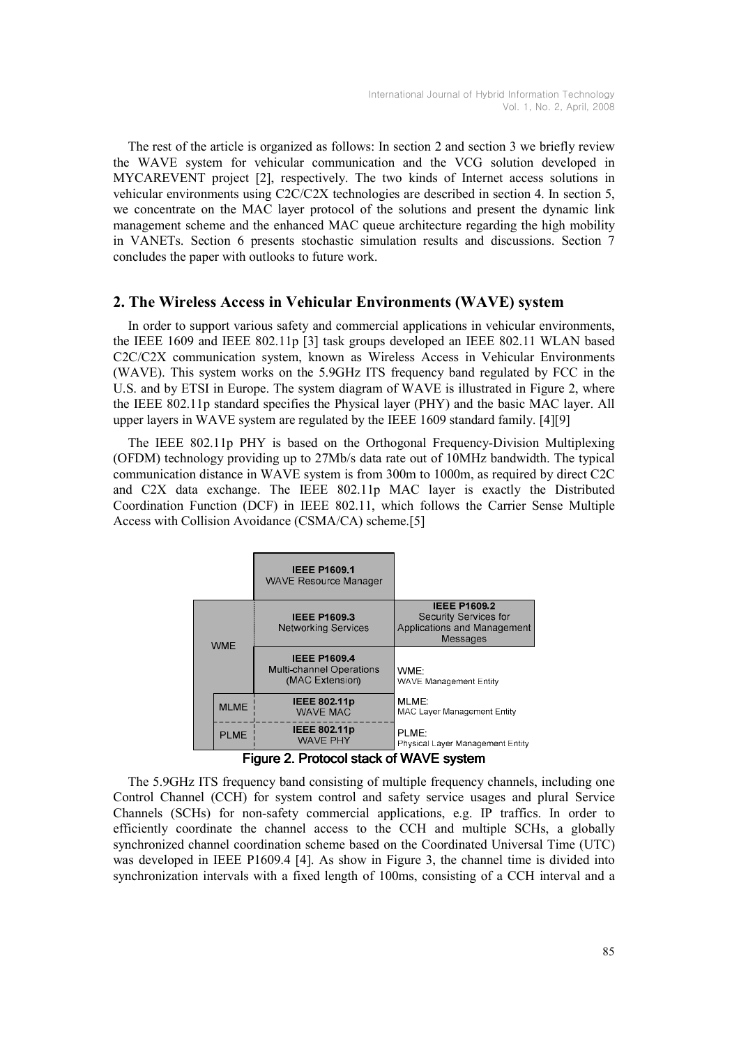The rest of the article is organized as follows: In section 2 and section 3 we briefly review the WAVE system for vehicular communication and the VCG solution developed in MYCAREVENT project [2], respectively. The two kinds of Internet access solutions in vehicular environments using C2C/C2X technologies are described in section 4. In section 5, we concentrate on the MAC layer protocol of the solutions and present the dynamic link management scheme and the enhanced MAC queue architecture regarding the high mobility in VANETs. Section 6 presents stochastic simulation results and discussions. Section 7 concludes the paper with outlooks to future work.

## 2. The Wireless Access in Vehicular Environments (WAVE) system

In order to support various safety and commercial applications in vehicular environments, the IEEE 1609 and IEEE 802.11p [3] task groups developed an IEEE 802.11 WLAN based C2C/C2X communication system, known as Wireless Access in Vehicular Environments (WAVE). This system works on the 5.9GHz ITS frequency band regulated by FCC in the U.S. and by ETSI in Europe. The system diagram of WAVE is illustrated in Figure 2, where the IEEE 802.11p standard specifies the Physical layer (PHY) and the basic MAC layer. All upper layers in WAVE system are regulated by the IEEE 1609 standard family. [4][9]

The IEEE 802.11p PHY is based on the Orthogonal Frequency-Division Multiplexing (OFDM) technology providing up to 27Mb/s data rate out of 10MHz bandwidth. The typical communication distance in WAVE system is from 300m to 1000m, as required by direct C2C and C2X data exchange. The IEEE 802.11p MAC layer is exactly the Distributed Coordination Function (DCF) in IEEE 802.11, which follows the Carrier Sense Multiple Access with Collision Avoidance (CSMA/CA) scheme.[5]

**IEEE P1609.1**
WAVE Resource Manager

**IEEE P1609.3**
Networking Services

**IEEE P1609.2**
Security Services for Applications and Management Messages

WME

**IEEE P1609.4**
Multi-channel Operations (MAC Extension)

WME:
WAVE Management Entity

MLME

**IEEE 802.11p**
WAVE MAC

MLME:
MAC Layer Management Entity

PLME

**IEEE 802.11p**
WAVE PHY

PLME:
Physical Layer Management Entity

**Figure 2. Protocol stack of WAVE system**

The 5.9GHz ITS frequency band consisting of multiple frequency channels, including one Control Channel (CCH) for system control and safety service usages and plural Service Channels (SCHs) for non-safety commercial applications, e.g. IP traffics. In order to efficiently coordinate the channel access to the CCH and multiple SCHs, a globally synchronized channel coordination scheme based on the Coordinated Universal Time (UTC) was developed in IEEE P1609.4 [4]. As show in Figure 3, the channel time is divided into synchronization intervals with a fixed length of 100ms, consisting of a CCH interval and a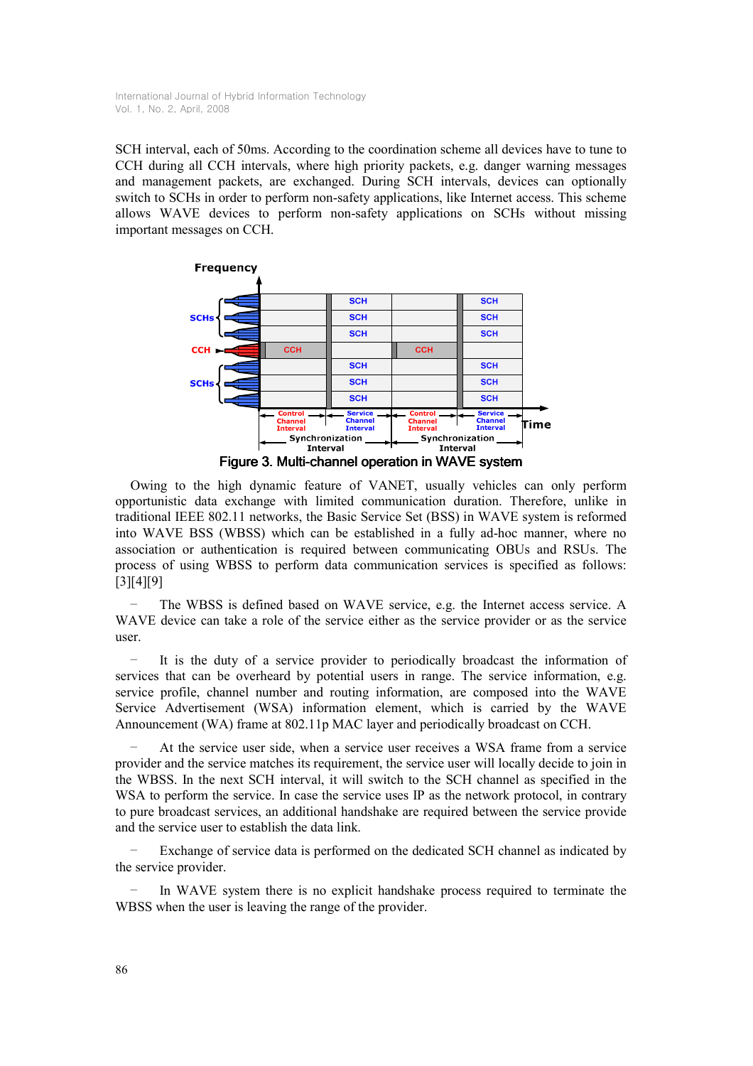SCH interval, each of 50ms. According to the coordination scheme all devices have to tune to CCH during all CCH intervals, where high priority packets, e.g. danger warning messages and management packets, are exchanged. During SCH intervals, devices can optionally switch to SCHs in order to perform non-safety applications, like Internet access. This scheme allows WAVE devices to perform non-safety applications on SCHs without missing important messages on CCH.

Frequency

SCHs

CCH

SCHs

SCH

CCH

Control Channel Interval

Service Channel Interval

Synchronization Interval

Time

Figure 3. Multi-channel operation in WAVE system

Owing to the high dynamic feature of VANET, usually vehicles can only perform opportunistic data exchange with limited communication duration. Therefore, unlike in traditional IEEE 802.11 networks, the Basic Service Set (BSS) in WAVE system is reformed into WAVE BSS (WBSS) which can be established in a fully ad-hoc manner, where no association or authentication is required between communicating OBUs and RSUs. The process of using WBSS to perform data communication services is specified as follows: [3][4][9]

− The WBSS is defined based on WAVE service, e.g. the Internet access service. A WAVE device can take a role of the service either as the service provider or as the service user.

− It is the duty of a service provider to periodically broadcast the information of services that can be overheard by potential users in range. The service information, e.g. service profile, channel number and routing information, are composed into the WAVE Service Advertisement (WSA) information element, which is carried by the WAVE Announcement (WA) frame at 802.11p MAC layer and periodically broadcast on CCH.

− At the service user side, when a service user receives a WSA frame from a service provider and the service matches its requirement, the service user will locally decide to join in the WBSS. In the next SCH interval, it will switch to the SCH channel as specified in the WSA to perform the service. In case the service uses IP as the network protocol, in contrary to pure broadcast services, an additional handshake are required between the service provide and the service user to establish the data link.

− Exchange of service data is performed on the dedicated SCH channel as indicated by the service provider.

− In WAVE system there is no explicit handshake process required to terminate the WBSS when the user is leaving the range of the provider.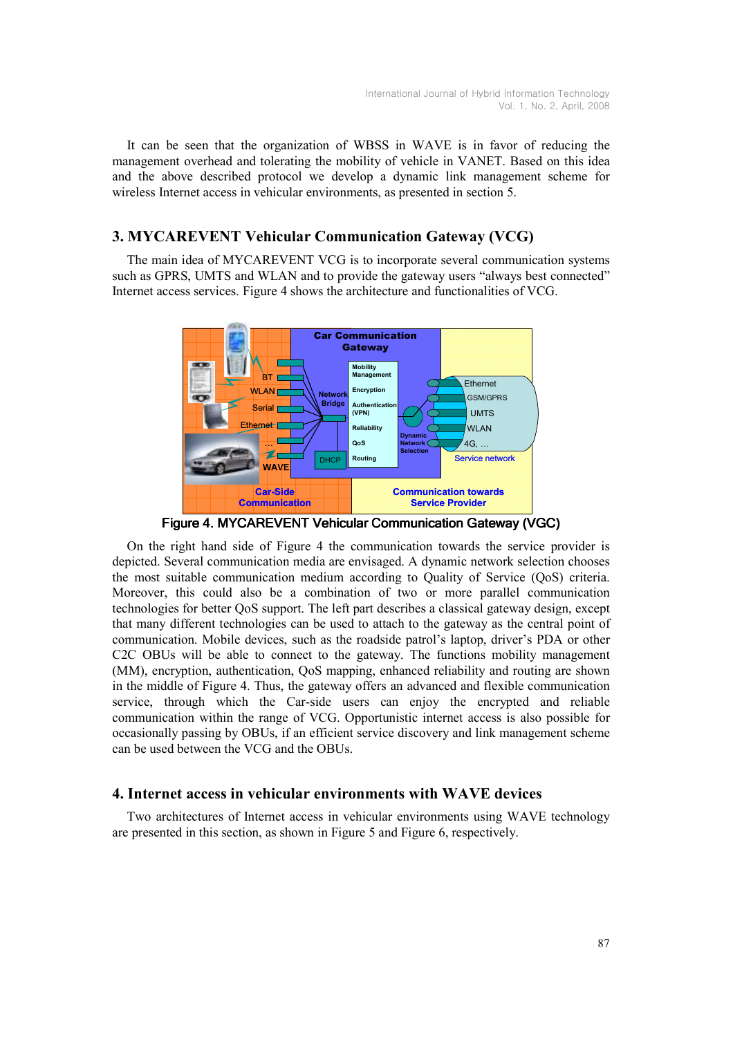It can be seen that the organization of WBSS in WAVE is in favor of reducing the management overhead and tolerating the mobility of vehicle in VANET. Based on this idea and the above described protocol we develop a dynamic link management scheme for wireless Internet access in vehicular environments, as presented in section 5.

## 3. MYCAREVENT Vehicular Communication Gateway (VCG)

The main idea of MYCAREVENT VCG is to incorporate several communication systems such as GPRS, UMTS and WLAN and to provide the gateway users "always best connected" Internet access services. Figure 4 shows the architecture and functionalities of VCG.

Car Communication Gateway

BT

WLAN

Serial

Ethernet

...

WAVE

Network Bridge

DHCP

Mobility Management

Encryption

Authentication (VPN)

Reliability

QoS

Routing

Dynamic Network Selection

Ethernet

GSM/GPRS

UMTS

WLAN

4G, ...

Service network

Car-Side Communication

Communication towards Service Provider

Figure 4. MYCAREVENT Vehicular Communication Gateway (VGC)

On the right hand side of Figure 4 the communication towards the service provider is depicted. Several communication media are envisaged. A dynamic network selection chooses the most suitable communication medium according to Quality of Service (QoS) criteria. Moreover, this could also be a combination of two or more parallel communication technologies for better QoS support. The left part describes a classical gateway design, except that many different technologies can be used to attach to the gateway as the central point of communication. Mobile devices, such as the roadside patrol's laptop, driver's PDA or other C2C OBUs will be able to connect to the gateway. The functions mobility management (MM), encryption, authentication, QoS mapping, enhanced reliability and routing are shown in the middle of Figure 4. Thus, the gateway offers an advanced and flexible communication service, through which the Car-side users can enjoy the encrypted and reliable communication within the range of VCG. Opportunistic internet access is also possible for occasionally passing by OBUs, if an efficient service discovery and link management scheme can be used between the VCG and the OBUs.

## 4. Internet access in vehicular environments with WAVE devices

Two architectures of Internet access in vehicular environments using WAVE technology are presented in this section, as shown in Figure 5 and Figure 6, respectively.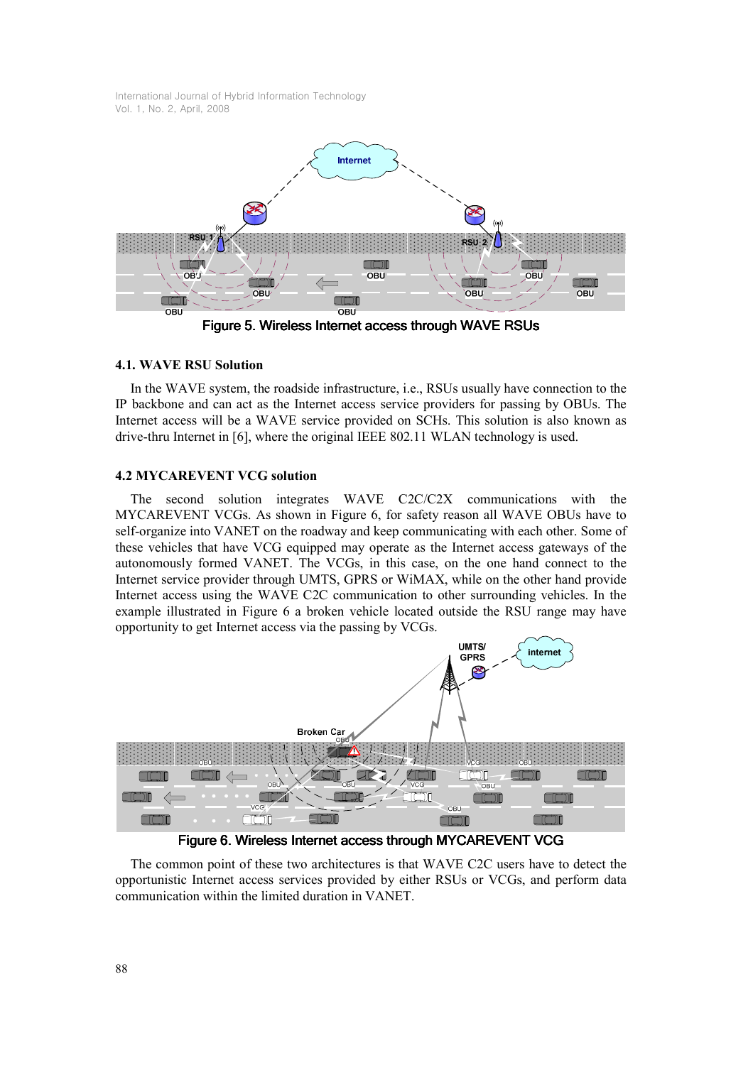Internet

RSU 1

RSU 2

OBU

OBU

OBU

OBU

OBU

OBU

OBU

OBU

OBU

Figure 5. Wireless Internet access through WAVE RSUs

### 4.1. WAVE RSU Solution

In the WAVE system, the roadside infrastructure, i.e., RSUs usually have connection to the IP backbone and can act as the Internet access service providers for passing by OBUs. The Internet access will be a WAVE service provided on SCHs. This solution is also known as drive-thru Internet in [6], where the original IEEE 802.11 WLAN technology is used.

### 4.2 MYCAREVENT VCG solution

The second solution integrates WAVE C2C/C2X communications with the MYCAREVENT VCGs. As shown in Figure 6, for safety reason all WAVE OBUs have to self-organize into VANET on the roadway and keep communicating with each other. Some of these vehicles that have VCG equipped may operate as the Internet access gateways of the autonomously formed VANET. The VCGs, in this case, on the one hand connect to the Internet service provider through UMTS, GPRS or WiMAX, while on the other hand provide Internet access using the WAVE C2C communication to other surrounding vehicles. In the example illustrated in Figure 6 a broken vehicle located outside the RSU range may have opportunity to get Internet access via the passing by VCGs.

UMTS/ GPRS

internet

Broken Car

OBU

OBU

VCG

OBU

OBU

OBU

VCG

OBU

VCG

OBU

Figure 6. Wireless Internet access through MYCAREVENT VCG

The common point of these two architectures is that WAVE C2C users have to detect the opportunistic Internet access services provided by either RSUs or VCGs, and perform data communication within the limited duration in VANET.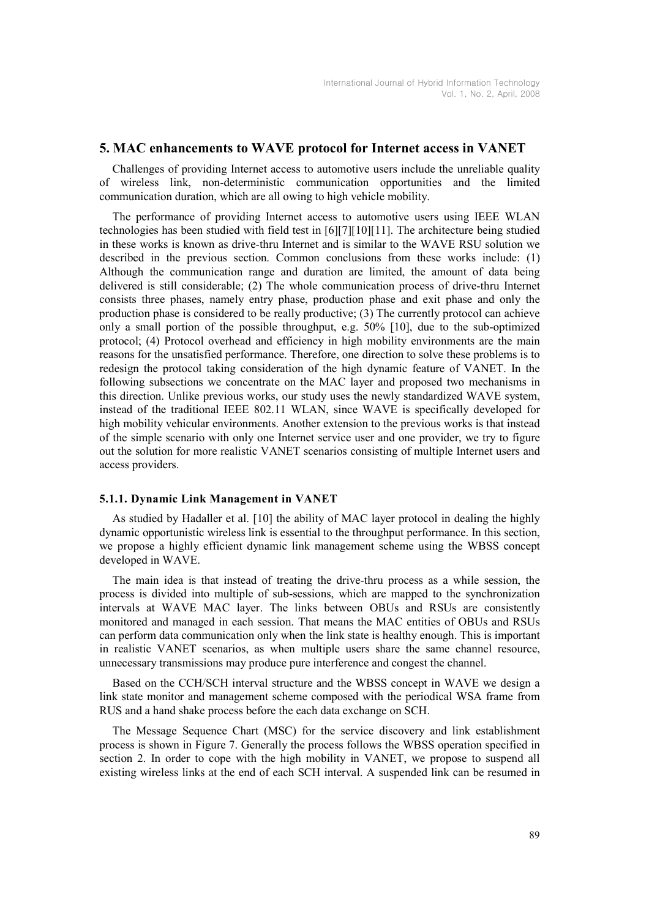## 5. MAC enhancements to WAVE protocol for Internet access in VANET

Challenges of providing Internet access to automotive users include the unreliable quality of wireless link, non-deterministic communication opportunities and the limited communication duration, which are all owing to high vehicle mobility.

The performance of providing Internet access to automotive users using IEEE WLAN technologies has been studied with field test in [6][7][10][11]. The architecture being studied in these works is known as drive-thru Internet and is similar to the WAVE RSU solution we described in the previous section. Common conclusions from these works include: (1) Although the communication range and duration are limited, the amount of data being delivered is still considerable; (2) The whole communication process of drive-thru Internet consists three phases, namely entry phase, production phase and exit phase and only the production phase is considered to be really productive; (3) The currently protocol can achieve only a small portion of the possible throughput, e.g. 50% [10], due to the sub-optimized protocol; (4) Protocol overhead and efficiency in high mobility environments are the main reasons for the unsatisfied performance. Therefore, one direction to solve these problems is to redesign the protocol taking consideration of the high dynamic feature of VANET. In the following subsections we concentrate on the MAC layer and proposed two mechanisms in this direction. Unlike previous works, our study uses the newly standardized WAVE system, instead of the traditional IEEE 802.11 WLAN, since WAVE is specifically developed for high mobility vehicular environments. Another extension to the previous works is that instead of the simple scenario with only one Internet service user and one provider, we try to figure out the solution for more realistic VANET scenarios consisting of multiple Internet users and access providers.

### 5.1.1. Dynamic Link Management in VANET

As studied by Hadaller et al. [10] the ability of MAC layer protocol in dealing the highly dynamic opportunistic wireless link is essential to the throughput performance. In this section, we propose a highly efficient dynamic link management scheme using the WBSS concept developed in WAVE.

The main idea is that instead of treating the drive-thru process as a while session, the process is divided into multiple of sub-sessions, which are mapped to the synchronization intervals at WAVE MAC layer. The links between OBUs and RSUs are consistently monitored and managed in each session. That means the MAC entities of OBUs and RSUs can perform data communication only when the link state is healthy enough. This is important in realistic VANET scenarios, as when multiple users share the same channel resource, unnecessary transmissions may produce pure interference and congest the channel.

Based on the CCH/SCH interval structure and the WBSS concept in WAVE we design a link state monitor and management scheme composed with the periodical WSA frame from RUS and a hand shake process before the each data exchange on SCH.

The Message Sequence Chart (MSC) for the service discovery and link establishment process is shown in Figure 7. Generally the process follows the WBSS operation specified in section 2. In order to cope with the high mobility in VANET, we propose to suspend all existing wireless links at the end of each SCH interval. A suspended link can be resumed in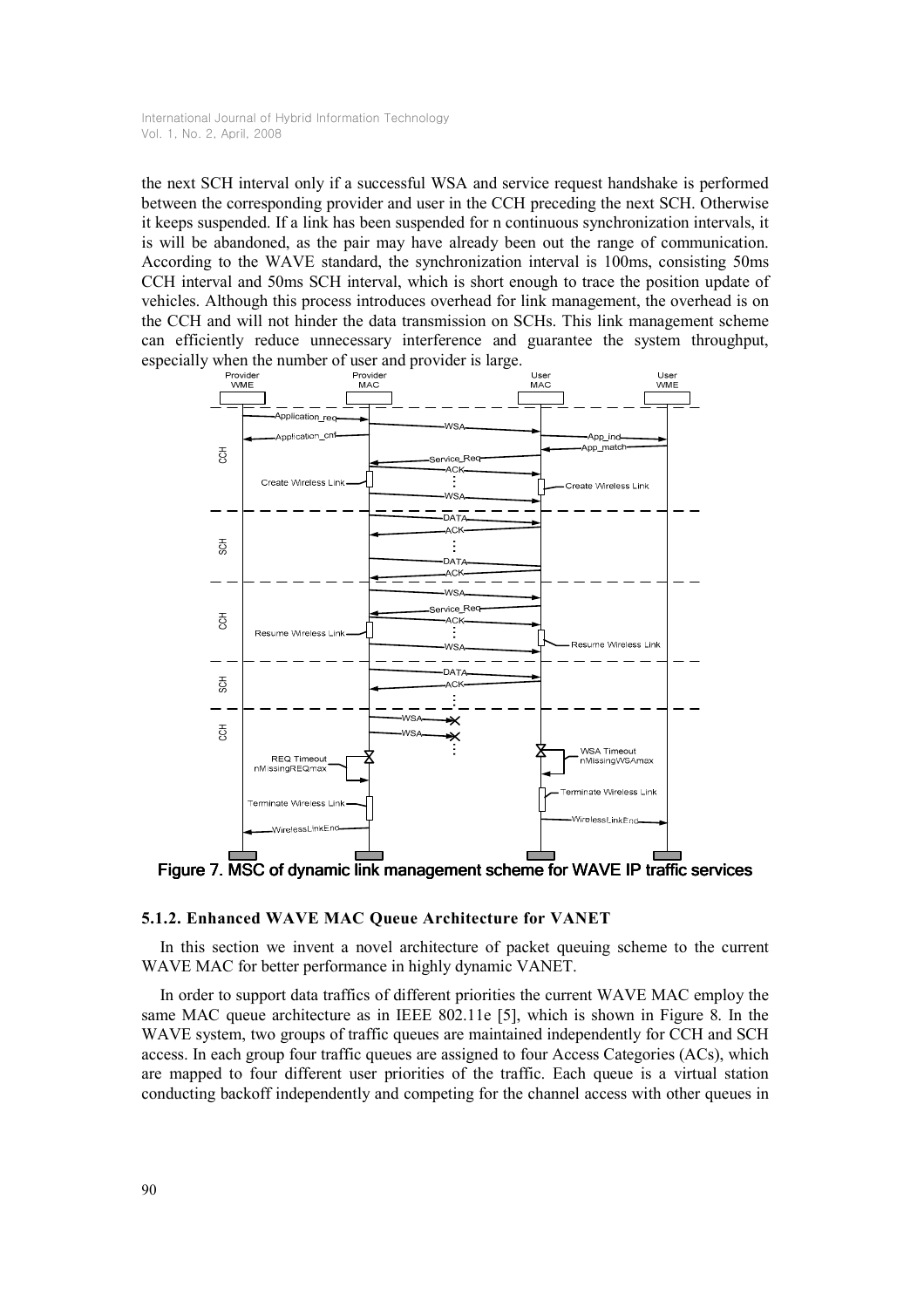the next SCH interval only if a successful WSA and service request handshake is performed between the corresponding provider and user in the CCH preceding the next SCH. Otherwise it keeps suspended. If a link has been suspended for n continuous synchronization intervals, it is will be abandoned, as the pair may have already been out the range of communication. According to the WAVE standard, the synchronization interval is 100ms, consisting 50ms CCH interval and 50ms SCH interval, which is short enough to trace the position update of vehicles. Although this process introduces overhead for link management, the overhead is on the CCH and will not hinder the data transmission on SCHs. This link management scheme can efficiently reduce unnecessary interference and guarantee the system throughput, especially when the number of user and provider is large.

Provider WME
Provider MAC
User MAC
User WME

CCH
Application_req
WSA
Application_cnf
App_ind
App_match
Service_Req
ACK
Create Wireless Link
Create Wireless Link
WSA

SCH
DATA
ACK
DATA
ACK

CCH
WSA
Service_Req
ACK
Resume Wireless Link
Resume Wireless Link
WSA

SCH
DATA
ACK

CCH
WSA
WSA
REQ Timeout
nMissingREQmax
WSA Timeout
nMissingWSAmax
Terminate Wireless Link
Terminate Wireless Link
WirelessLinkEnd
WirelessLinkEnd

**Figure 7. MSC of dynamic link management scheme for WAVE IP traffic services**

### 5.1.2. Enhanced WAVE MAC Queue Architecture for VANET

In this section we invent a novel architecture of packet queuing scheme to the current WAVE MAC for better performance in highly dynamic VANET.

In order to support data traffics of different priorities the current WAVE MAC employ the same MAC queue architecture as in IEEE 802.11e [5], which is shown in Figure 8. In the WAVE system, two groups of traffic queues are maintained independently for CCH and SCH access. In each group four traffic queues are assigned to four Access Categories (ACs), which are mapped to four different user priorities of the traffic. Each queue is a virtual station conducting backoff independently and competing for the channel access with other queues in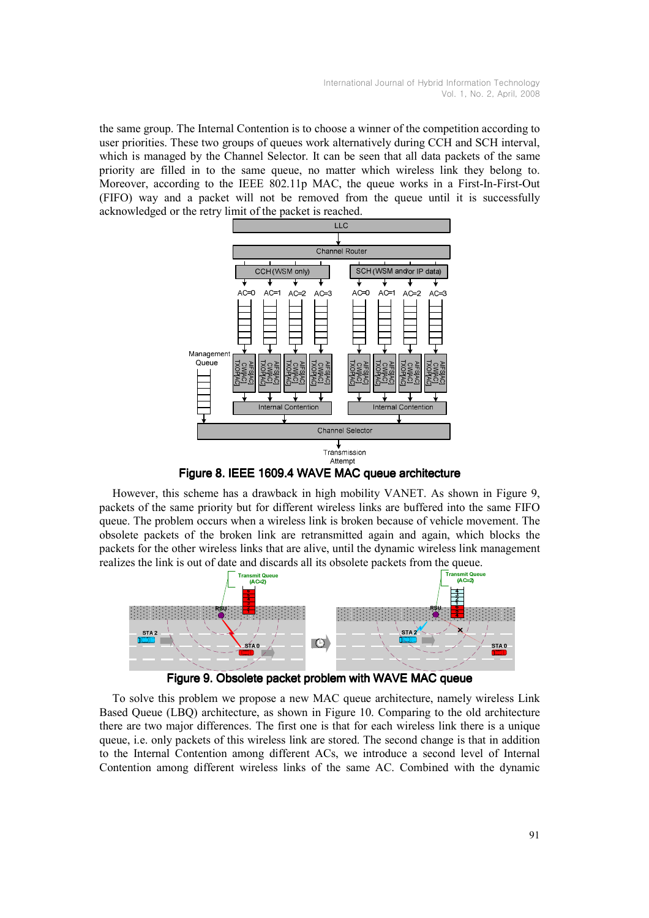the same group. The Internal Contention is to choose a winner of the competition according to user priorities. These two groups of queues work alternatively during CCH and SCH interval, which is managed by the Channel Selector. It can be seen that all data packets of the same priority are filled in to the same queue, no matter which wireless link they belong to. Moreover, according to the IEEE 802.11p MAC, the queue works in a First-In-First-Out (FIFO) way and a packet will not be removed from the queue until it is successfully acknowledged or the retry limit of the packet is reached.

LLC

Channel Router

CCH (WSM only)

SCH (WSM and/or IP data)

AC=0 AC=1 AC=2 AC=3

AC=0 AC=1 AC=2 AC=3

Management Queue

AIFS[AC] CW[AC] TXOP[AC]

Internal Contention

Internal Contention

Channel Selector

Transmission Attempt

**Figure 8. IEEE 1609.4 WAVE MAC queue architecture**

However, this scheme has a drawback in high mobility VANET. As shown in Figure 9, packets of the same priority but for different wireless links are buffered into the same FIFO queue. The problem occurs when a wireless link is broken because of vehicle movement. The obsolete packets of the broken link are retransmitted again and again, which blocks the packets for the other wireless links that are alive, until the dynamic wireless link management realizes the link is out of date and discards all its obsolete packets from the queue.

Transmit Queue (AC=2)

RSU

STA 2

STA 0

Transmit Queue (AC=2)

RSU

STA 2

STA 0

**Figure 9. Obsolete packet problem with WAVE MAC queue**

To solve this problem we propose a new MAC queue architecture, namely wireless Link Based Queue (LBQ) architecture, as shown in Figure 10. Comparing to the old architecture there are two major differences. The first one is that for each wireless link there is a unique queue, i.e. only packets of this wireless link are stored. The second change is that in addition to the Internal Contention among different ACs, we introduce a second level of Internal Contention among different wireless links of the same AC. Combined with the dynamic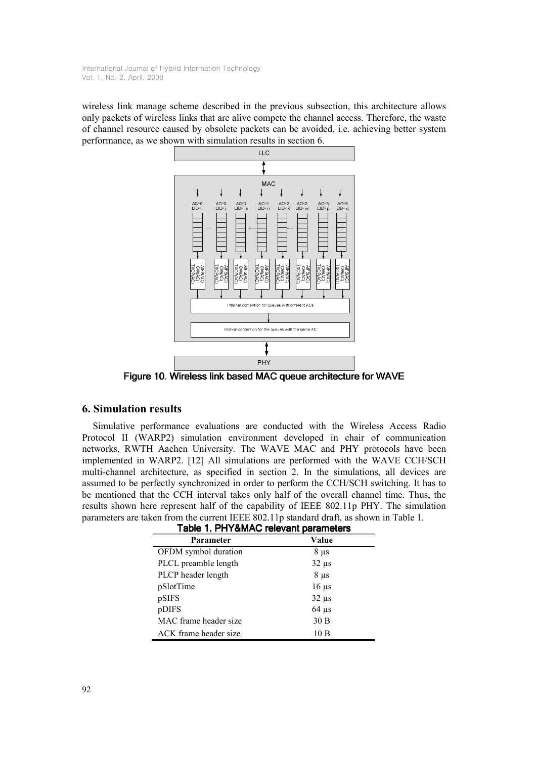wireless link manage scheme described in the previous subsection, this architecture allows only packets of wireless links that are alive compete the channel access. Therefore, the waste of channel resource caused by obsolete packets can be avoided, i.e. achieving better system performance, as we shown with simulation results in section 6.

LLC

MAC

AC=0 LID= i

AC=0 LID= j

AC=1 LID= m

AC=1 LID= n

AC=2 LID= k

AC=2 LID= w

AC=3 LID= p

AC=3 LID= q

AIFS(AC) CW(AC) TXOP(AC)

Internal contention for queues with different ACs

Interval contention for the queues with the same AC

PHY

Figure 10. Wireless link based MAC queue architecture for WAVE

## 6. Simulation results

Simulative performance evaluations are conducted with the Wireless Access Radio Protocol II (WARP2) simulation environment developed in chair of communication networks, RWTH Aachen University. The WAVE MAC and PHY protocols have been implemented in WARP2. [12] All simulations are performed with the WAVE CCH/SCH multi-channel architecture, as specified in section 2. In the simulations, all devices are assumed to be perfectly synchronized in order to perform the CCH/SCH switching. It has to be mentioned that the CCH interval takes only half of the overall channel time. Thus, the results shown here represent half of the capability of IEEE 802.11p PHY. The simulation parameters are taken from the current IEEE 802.11p standard draft, as shown in Table 1.

Table 1. PHY&MAC relevant parameters

| Parameter | Value |
|---|---|
| OFDM symbol duration | 8 µs |
| PLCL preamble length | 32 µs |
| PLCP header length | 8 µs |
| pSlotTime | 16 µs |
| pSIFS | 32 µs |
| pDIFS | 64 µs |
| MAC frame header size | 30 B |
| ACK frame header size | 10 B |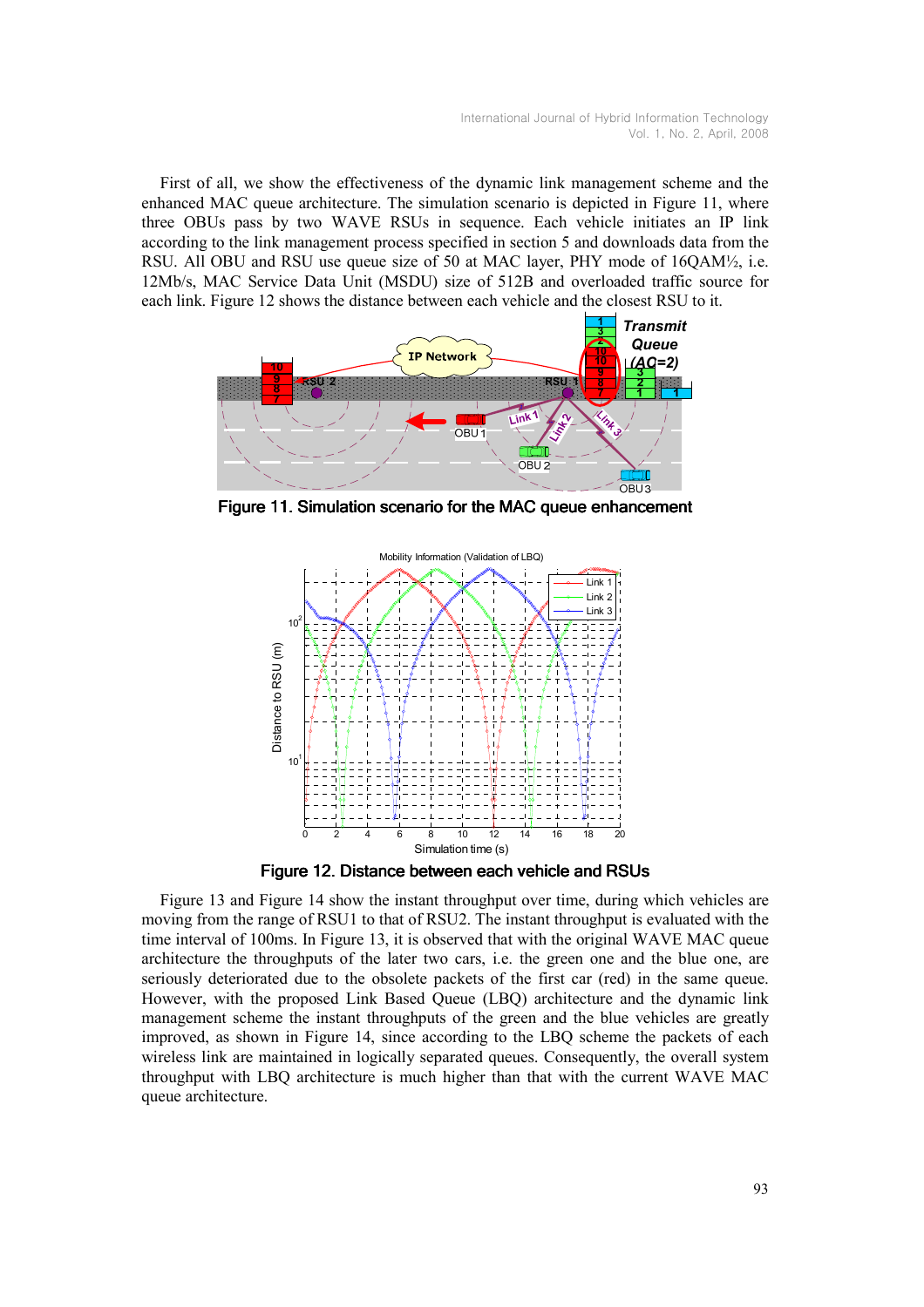First of all, we show the effectiveness of the dynamic link management scheme and the enhanced MAC queue architecture. The simulation scenario is depicted in Figure 11, where three OBUs pass by two WAVE RSUs in sequence. Each vehicle initiates an IP link according to the link management process specified in section 5 and downloads data from the RSU. All OBU and RSU use queue size of 50 at MAC layer, PHY mode of 16QAM½, i.e. 12Mb/s, MAC Service Data Unit (MSDU) size of 512B and overloaded traffic source for each link. Figure 12 shows the distance between each vehicle and the closest RSU to it.

Transmit Queue (AC=2)

IP Network

RSU 2

RSU 1

Link 1

Link 2

Link 3

OBU 1

OBU 2

OBU 3

Figure 11. Simulation scenario for the MAC queue enhancement

Mobility Information (Validation of LBQ)

Distance to RSU (m)

$10^2$

$10^1$

0 2 4 6 8 10 12 14 16 18 20

Simulation time (s)

Link 1

Link 2

Link 3

Figure 12. Distance between each vehicle and RSUs

Figure 13 and Figure 14 show the instant throughput over time, during which vehicles are moving from the range of RSU1 to that of RSU2. The instant throughput is evaluated with the time interval of 100ms. In Figure 13, it is observed that with the original WAVE MAC queue architecture the throughputs of the later two cars, i.e. the green one and the blue one, are seriously deteriorated due to the obsolete packets of the first car (red) in the same queue. However, with the proposed Link Based Queue (LBQ) architecture and the dynamic link management scheme the instant throughputs of the green and the blue vehicles are greatly improved, as shown in Figure 14, since according to the LBQ scheme the packets of each wireless link are maintained in logically separated queues. Consequently, the overall system throughput with LBQ architecture is much higher than that with the current WAVE MAC queue architecture.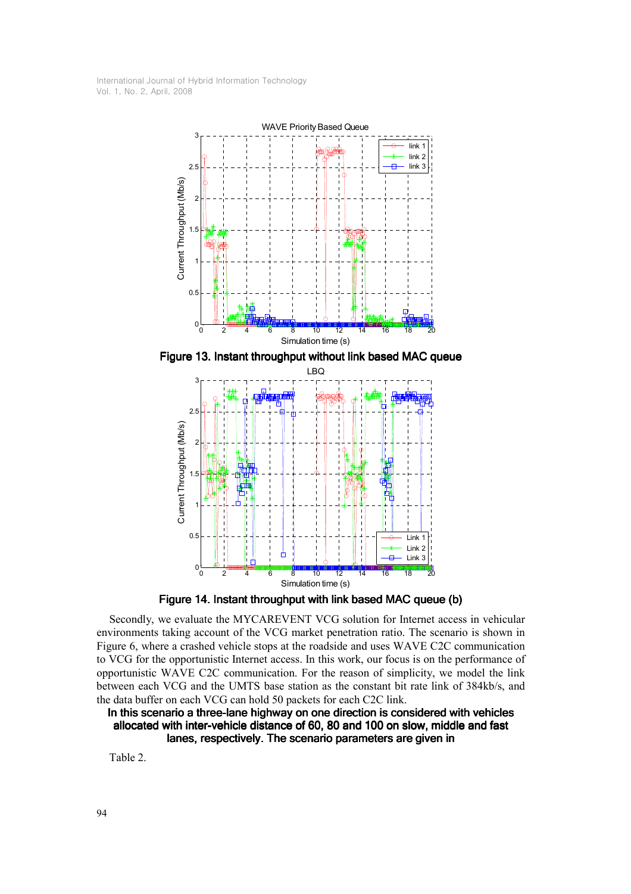WAVE Priority Based Queue

Current Throughput (Mb/s)

3
2.5
2
1.5
1
0.5
0

0 2 4 6 8 10 12 14 16 18 20

Simulation time (s)

link 1
link 2
link 3

Figure 13. Instant throughput without link based MAC queue

LBQ

Current Throughput (Mb/s)

3
2.5
2
1.5
1
0.5
0

0 2 4 6 8 10 12 14 16 18 20

Simulation time (s)

Link 1
Link 2
Link 3

Figure 14. Instant throughput with link based MAC queue (b)

Secondly, we evaluate the MYCAREVENT VCG solution for Internet access in vehicular environments taking account of the VCG market penetration ratio. The scenario is shown in Figure 6, where a crashed vehicle stops at the roadside and uses WAVE C2C communication to VCG for the opportunistic Internet access. In this work, our focus is on the performance of opportunistic WAVE C2C communication. For the reason of simplicity, we model the link between each VCG and the UMTS base station as the constant bit rate link of 384kb/s, and the data buffer on each VCG can hold 50 packets for each C2C link.

**In this scenario a three-lane highway on one direction is considered with vehicles allocated with inter-vehicle distance of 60, 80 and 100 on slow, middle and fast lanes, respectively. The scenario parameters are given in**

Table 2.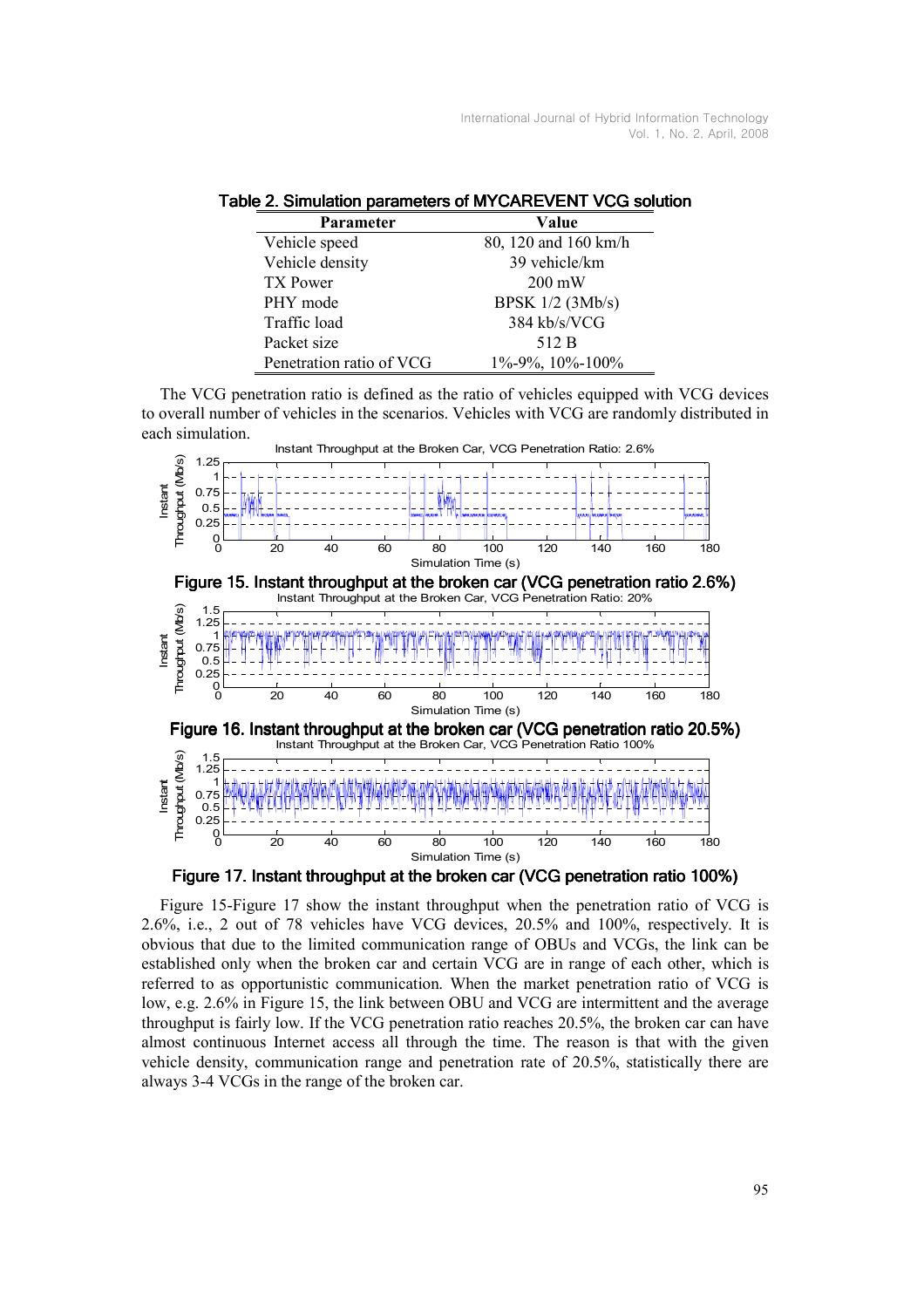Table 2. Simulation parameters of MYCAREVENT VCG solution

| Parameter | Value |
|---|---|
| Vehicle speed | 80, 120 and 160 km/h |
| Vehicle density | 39 vehicle/km |
| TX Power | 200 mW |
| PHY mode | BPSK 1/2 (3Mb/s) |
| Traffic load | 384 kb/s/VCG |
| Packet size | 512 B |
| Penetration ratio of VCG | 1%-9%, 10%-100% |

The VCG penetration ratio is defined as the ratio of vehicles equipped with VCG devices to overall number of vehicles in the scenarios. Vehicles with VCG are randomly distributed in each simulation.

Instant Throughput at the Broken Car, VCG Penetration Ratio: 2.6%

Instant Throughput (Mb/s)

0
0.25
0.5
0.75
1
1.25

0
20
40
60
80
100
120
140
160
180

Simulation Time (s)

Figure 15. Instant throughput at the broken car (VCG penetration ratio 2.6%)

Instant Throughput at the Broken Car, VCG Penetration Ratio: 20%

Instant Throughput (Mb/s)

0
0.25
0.5
0.75
1
1.25
1.5

0
20
40
60
80
100
120
140
160
180

Simulation Time (s)

Figure 16. Instant throughput at the broken car (VCG penetration ratio 20.5%)

Instant Throughput at the Broken Car, VCG Penetration Ratio 100%

Instant Throughput (Mb/s)

0
0.25
0.5
0.75
1
1.25
1.5

0
20
40
60
80
100
120
140
160
180

Simulation Time (s)

Figure 17. Instant throughput at the broken car (VCG penetration ratio 100%)

Figure 15-Figure 17 show the instant throughput when the penetration ratio of VCG is 2.6%, i.e., 2 out of 78 vehicles have VCG devices, 20.5% and 100%, respectively. It is obvious that due to the limited communication range of OBUs and VCGs, the link can be established only when the broken car and certain VCG are in range of each other, which is referred to as opportunistic communication. When the market penetration ratio of VCG is low, e.g. 2.6% in Figure 15, the link between OBU and VCG are intermittent and the average throughput is fairly low. If the VCG penetration ratio reaches 20.5%, the broken car can have almost continuous Internet access all through the time. The reason is that with the given vehicle density, communication range and penetration rate of 20.5%, statistically there are always 3-4 VCGs in the range of the broken car.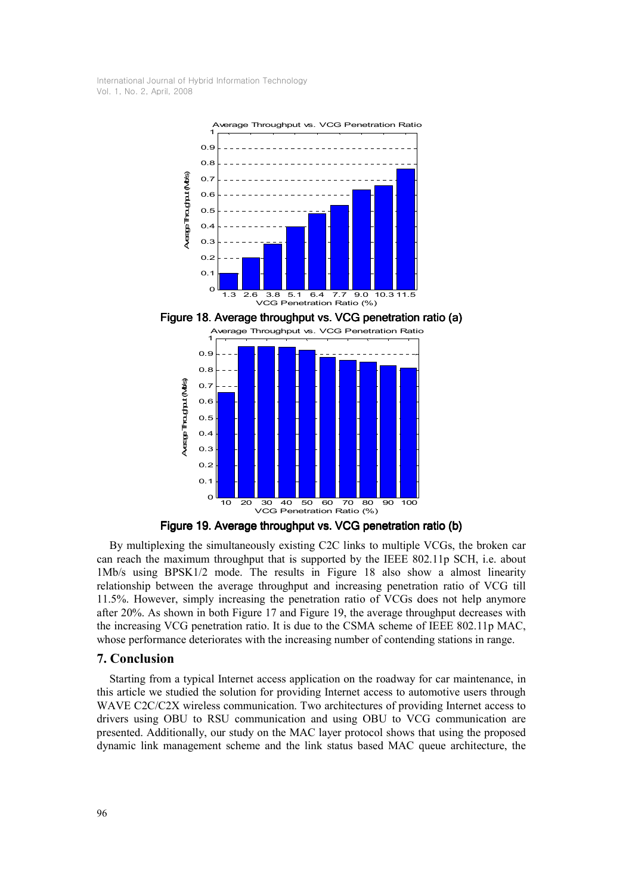Average Throughput vs. VCG Penetration Ratio

Average Throughput (Mb/s)

1
0.9
0.8
0.7
0.6
0.5
0.4
0.3
0.2
0.1
0

1.3 2.6 3.8 5.1 6.4 7.7 9.0 10.3 11.5

VCG Penetration Ratio (%)

**Figure 18. Average throughput vs. VCG penetration ratio (a)**

Average Throughput vs. VCG Penetration Ratio

Average Throughput (Mb/s)

1
0.9
0.8
0.7
0.6
0.5
0.4
0.3
0.2
0.1
0

10 20 30 40 50 60 70 80 90 100

VCG Penetration Ratio (%)

**Figure 19. Average throughput vs. VCG penetration ratio (b)**

By multiplexing the simultaneously existing C2C links to multiple VCGs, the broken car can reach the maximum throughput that is supported by the IEEE 802.11p SCH, i.e. about 1Mb/s using BPSK1/2 mode. The results in Figure 18 also show a almost linearity relationship between the average throughput and increasing penetration ratio of VCG till 11.5%. However, simply increasing the penetration ratio of VCGs does not help anymore after 20%. As shown in both Figure 17 and Figure 19, the average throughput decreases with the increasing VCG penetration ratio. It is due to the CSMA scheme of IEEE 802.11p MAC, whose performance deteriorates with the increasing number of contending stations in range.

## 7. Conclusion

Starting from a typical Internet access application on the roadway for car maintenance, in this article we studied the solution for providing Internet access to automotive users through WAVE C2C/C2X wireless communication. Two architectures of providing Internet access to drivers using OBU to RSU communication and using OBU to VCG communication are presented. Additionally, our study on the MAC layer protocol shows that using the proposed dynamic link management scheme and the link status based MAC queue architecture, the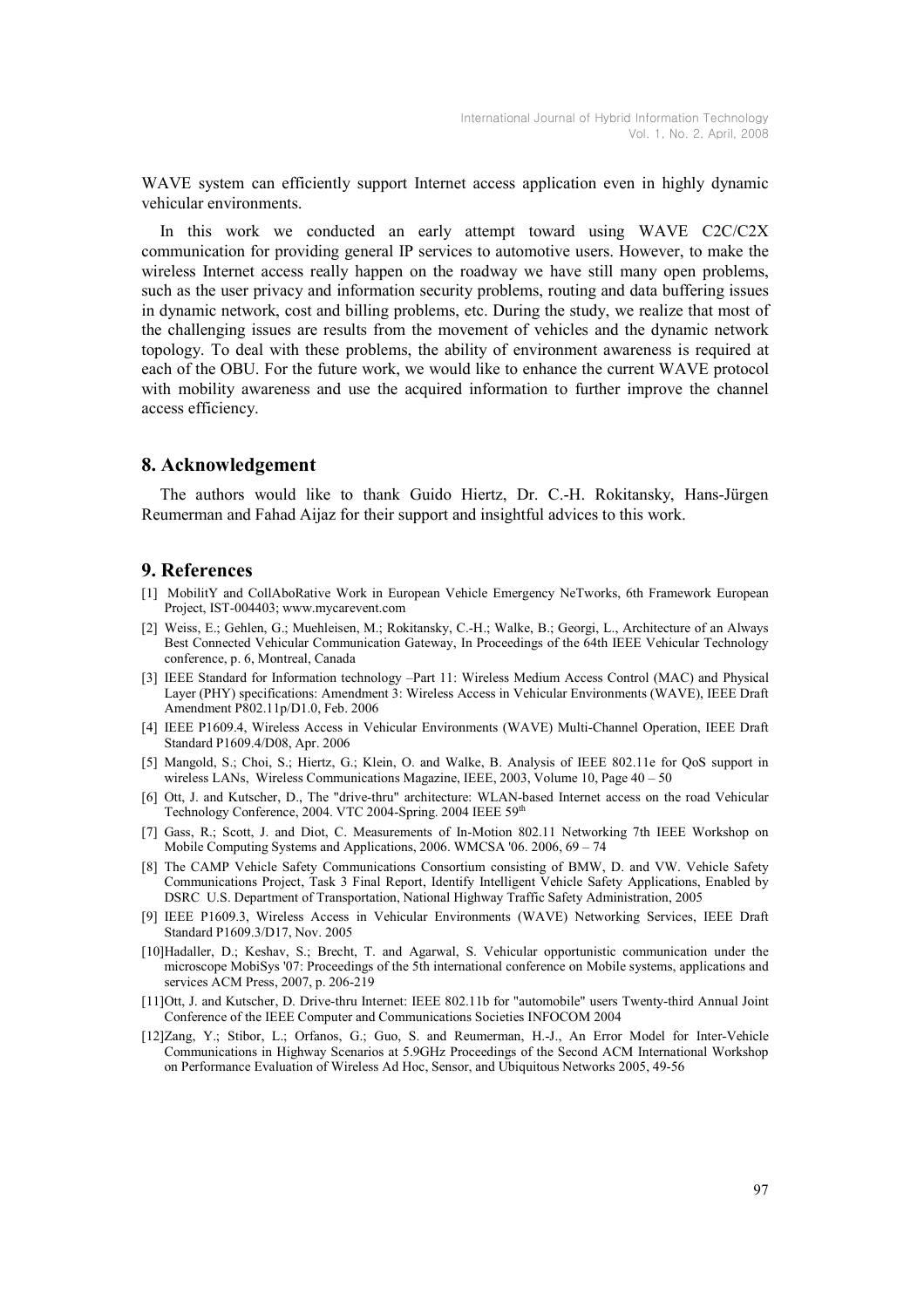WAVE system can efficiently support Internet access application even in highly dynamic vehicular environments.

In this work we conducted an early attempt toward using WAVE C2C/C2X communication for providing general IP services to automotive users. However, to make the wireless Internet access really happen on the roadway we have still many open problems, such as the user privacy and information security problems, routing and data buffering issues in dynamic network, cost and billing problems, etc. During the study, we realize that most of the challenging issues are results from the movement of vehicles and the dynamic network topology. To deal with these problems, the ability of environment awareness is required at each of the OBU. For the future work, we would like to enhance the current WAVE protocol with mobility awareness and use the acquired information to further improve the channel access efficiency.

## 8. Acknowledgement

The authors would like to thank Guido Hiertz, Dr. C.-H. Rokitansky, Hans-Jürgen Reumerman and Fahad Aijaz for their support and insightful advices to this work.

## 9. References

[1] MobilitY and CollAboRative Work in European Vehicle Emergency NeTworks, 6th Framework European Project, IST-004403; www.mycarevent.com

[2] Weiss, E.; Gehlen, G.; Muehleisen, M.; Rokitansky, C.-H.; Walke, B.; Georgi, L., Architecture of an Always Best Connected Vehicular Communication Gateway, In Proceedings of the 64th IEEE Vehicular Technology conference, p. 6, Montreal, Canada

[3] IEEE Standard for Information technology –Part 11: Wireless Medium Access Control (MAC) and Physical Layer (PHY) specifications: Amendment 3: Wireless Access in Vehicular Environments (WAVE), IEEE Draft Amendment P802.11p/D1.0, Feb. 2006

[4] IEEE P1609.4, Wireless Access in Vehicular Environments (WAVE) Multi-Channel Operation, IEEE Draft Standard P1609.4/D08, Apr. 2006

[5] Mangold, S.; Choi, S.; Hiertz, G.; Klein, O. and Walke, B. Analysis of IEEE 802.11e for QoS support in wireless LANs, Wireless Communications Magazine, IEEE, 2003, Volume 10, Page 40 – 50

[6] Ott, J. and Kutscher, D., The "drive-thru" architecture: WLAN-based Internet access on the road Vehicular Technology Conference, 2004. VTC 2004-Spring. 2004 IEEE 59th

[7] Gass, R.; Scott, J. and Diot, C. Measurements of In-Motion 802.11 Networking 7th IEEE Workshop on Mobile Computing Systems and Applications, 2006. WMCSA '06. 2006, 69 – 74

[8] The CAMP Vehicle Safety Communications Consortium consisting of BMW, D. and VW. Vehicle Safety Communications Project, Task 3 Final Report, Identify Intelligent Vehicle Safety Applications, Enabled by DSRC U.S. Department of Transportation, National Highway Traffic Safety Administration, 2005

[9] IEEE P1609.3, Wireless Access in Vehicular Environments (WAVE) Networking Services, IEEE Draft Standard P1609.3/D17, Nov. 2005

[10]Hadaller, D.; Keshav, S.; Brecht, T. and Agarwal, S. Vehicular opportunistic communication under the microscope MobiSys '07: Proceedings of the 5th international conference on Mobile systems, applications and services ACM Press, 2007, p. 206-219

[11]Ott, J. and Kutscher, D. Drive-thru Internet: IEEE 802.11b for "automobile" users Twenty-third Annual Joint Conference of the IEEE Computer and Communications Societies INFOCOM 2004

[12]Zang, Y.; Stibor, L.; Orfanos, G.; Guo, S. and Reumerman, H.-J., An Error Model for Inter-Vehicle Communications in Highway Scenarios at 5.9GHz Proceedings of the Second ACM International Workshop on Performance Evaluation of Wireless Ad Hoc, Sensor, and Ubiquitous Networks 2005, 49-56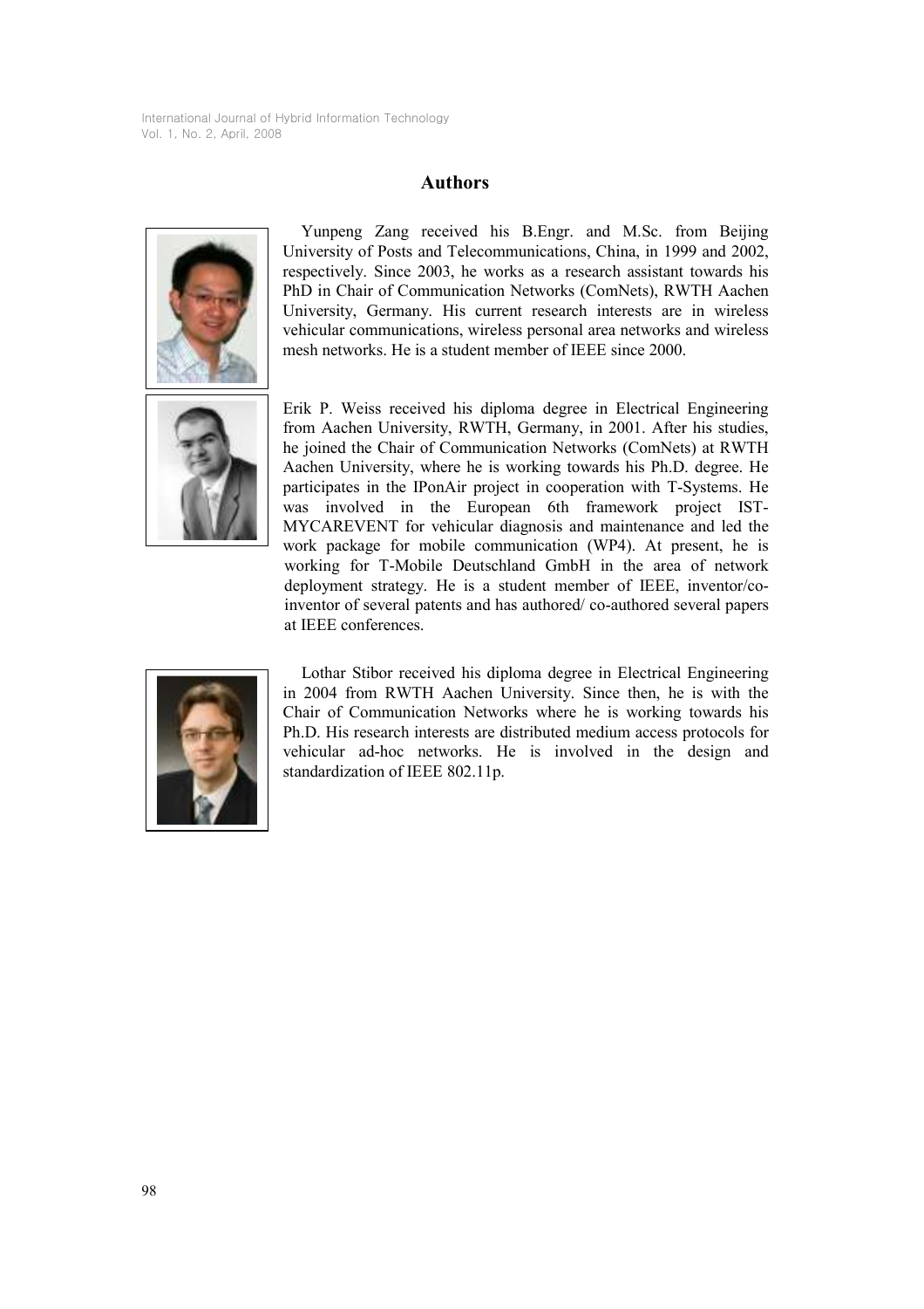## Authors

Yunpeng Zang received his B.Engr. and M.Sc. from Beijing University of Posts and Telecommunications, China, in 1999 and 2002, respectively. Since 2003, he works as a research assistant towards his PhD in Chair of Communication Networks (ComNets), RWTH Aachen University, Germany. His current research interests are in wireless vehicular communications, wireless personal area networks and wireless mesh networks. He is a student member of IEEE since 2000.

Erik P. Weiss received his diploma degree in Electrical Engineering from Aachen University, RWTH, Germany, in 2001. After his studies, he joined the Chair of Communication Networks (ComNets) at RWTH Aachen University, where he is working towards his Ph.D. degree. He participates in the IPonAir project in cooperation with T-Systems. He was involved in the European 6th framework project IST-MYCAREVENT for vehicular diagnosis and maintenance and led the work package for mobile communication (WP4). At present, he is working for T-Mobile Deutschland GmbH in the area of network deployment strategy. He is a student member of IEEE, inventor/co-inventor of several patents and has authored/ co-authored several papers at IEEE conferences.

Lothar Stibor received his diploma degree in Electrical Engineering in 2004 from RWTH Aachen University. Since then, he is with the Chair of Communication Networks where he is working towards his Ph.D. His research interests are distributed medium access protocols for vehicular ad-hoc networks. He is involved in the design and standardization of IEEE 802.11p.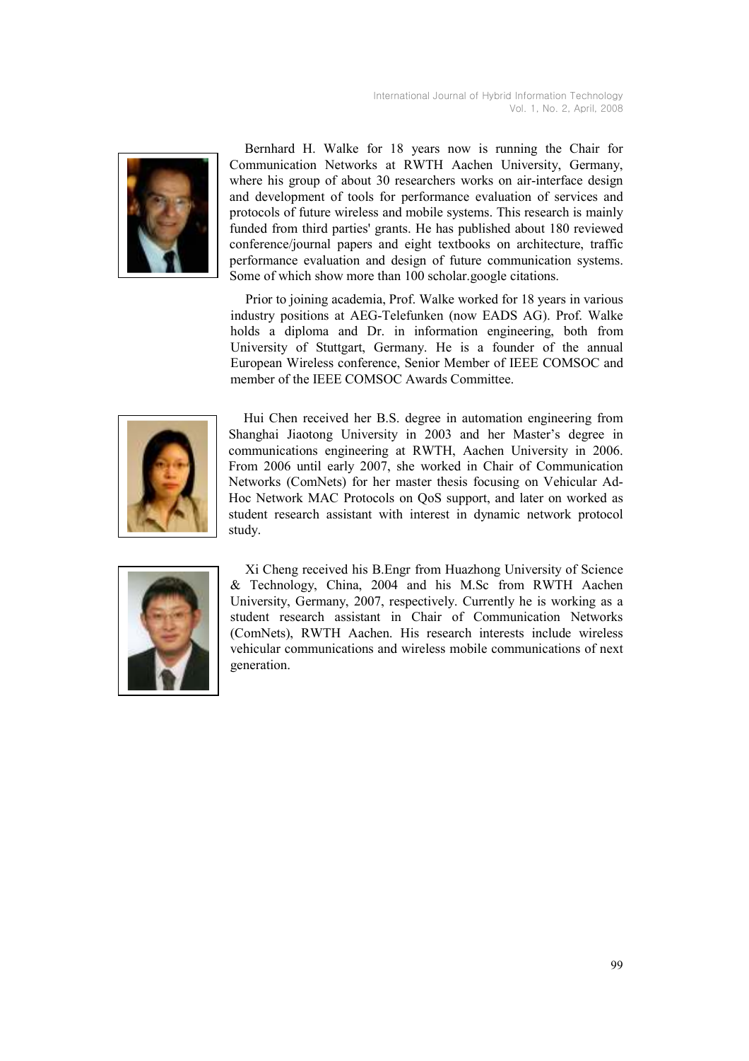Bernhard H. Walke for 18 years now is running the Chair for Communication Networks at RWTH Aachen University, Germany, where his group of about 30 researchers works on air-interface design and development of tools for performance evaluation of services and protocols of future wireless and mobile systems. This research is mainly funded from third parties' grants. He has published about 180 reviewed conference/journal papers and eight textbooks on architecture, traffic performance evaluation and design of future communication systems. Some of which show more than 100 scholar.google citations.

Prior to joining academia, Prof. Walke worked for 18 years in various industry positions at AEG-Telefunken (now EADS AG). Prof. Walke holds a diploma and Dr. in information engineering, both from University of Stuttgart, Germany. He is a founder of the annual European Wireless conference, Senior Member of IEEE COMSOC and member of the IEEE COMSOC Awards Committee.

Hui Chen received her B.S. degree in automation engineering from Shanghai Jiaotong University in 2003 and her Master's degree in communications engineering at RWTH, Aachen University in 2006. From 2006 until early 2007, she worked in Chair of Communication Networks (ComNets) for her master thesis focusing on Vehicular Ad-Hoc Network MAC Protocols on QoS support, and later on worked as student research assistant with interest in dynamic network protocol study.

Xi Cheng received his B.Engr from Huazhong University of Science & Technology, China, 2004 and his M.Sc from RWTH Aachen University, Germany, 2007, respectively. Currently he is working as a student research assistant in Chair of Communication Networks (ComNets), RWTH Aachen. His research interests include wireless vehicular communications and wireless mobile communications of next generation.